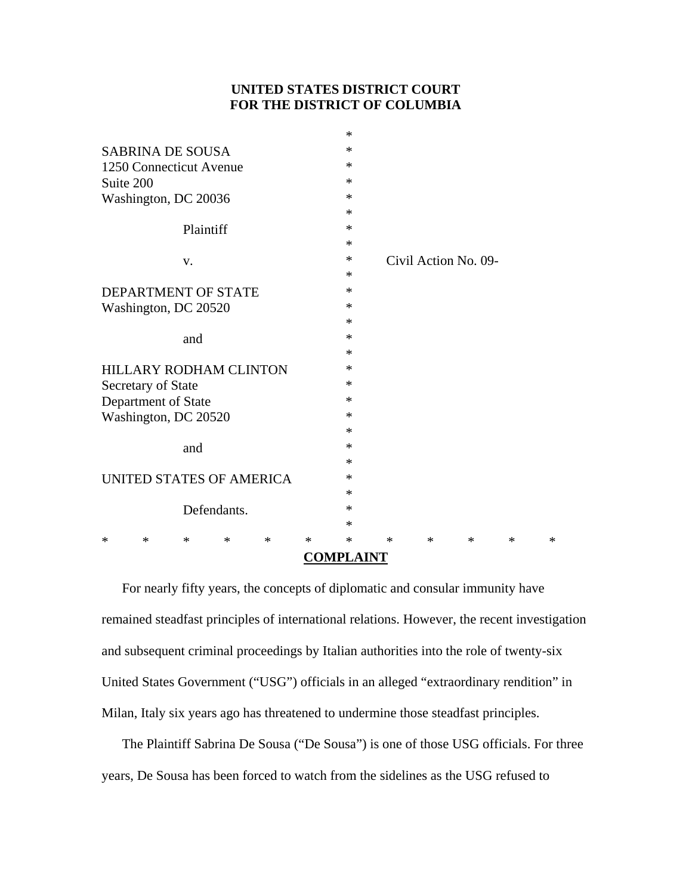**UNITED STATES DISTRICT COURT**
**FOR THE DISTRICT OF COLUMBIA**

| | | |
|---|---|---|
| | * | |
| SABRINA DE SOUSA | * | |
| 1250 Connecticut Avenue | * | |
| Suite 200 | * | |
| Washington, DC 20036 | * | |
| | * | |
| Plaintiff | * | |
| | * | |
| v. | * | Civil Action No. 09- |
| | * | |
| DEPARTMENT OF STATE | * | |
| Washington, DC 20520 | * | |
| | * | |
| and | * | |
| | * | |
| HILLARY RODHAM CLINTON | * | |
| Secretary of State | * | |
| Department of State | * | |
| Washington, DC 20520 | * | |
| | * | |
| and | * | |
| | * | |
| UNITED STATES OF AMERICA | * | |
| | * | |
| Defendants. | * | |
| | * | |

\* \* \* \* \* \* \* \* \* \* \* \*

## COMPLAINT

For nearly fifty years, the concepts of diplomatic and consular immunity have remained steadfast principles of international relations. However, the recent investigation and subsequent criminal proceedings by Italian authorities into the role of twenty-six United States Government ("USG") officials in an alleged "extraordinary rendition" in Milan, Italy six years ago has threatened to undermine those steadfast principles.

The Plaintiff Sabrina De Sousa ("De Sousa") is one of those USG officials. For three years, De Sousa has been forced to watch from the sidelines as the USG refused to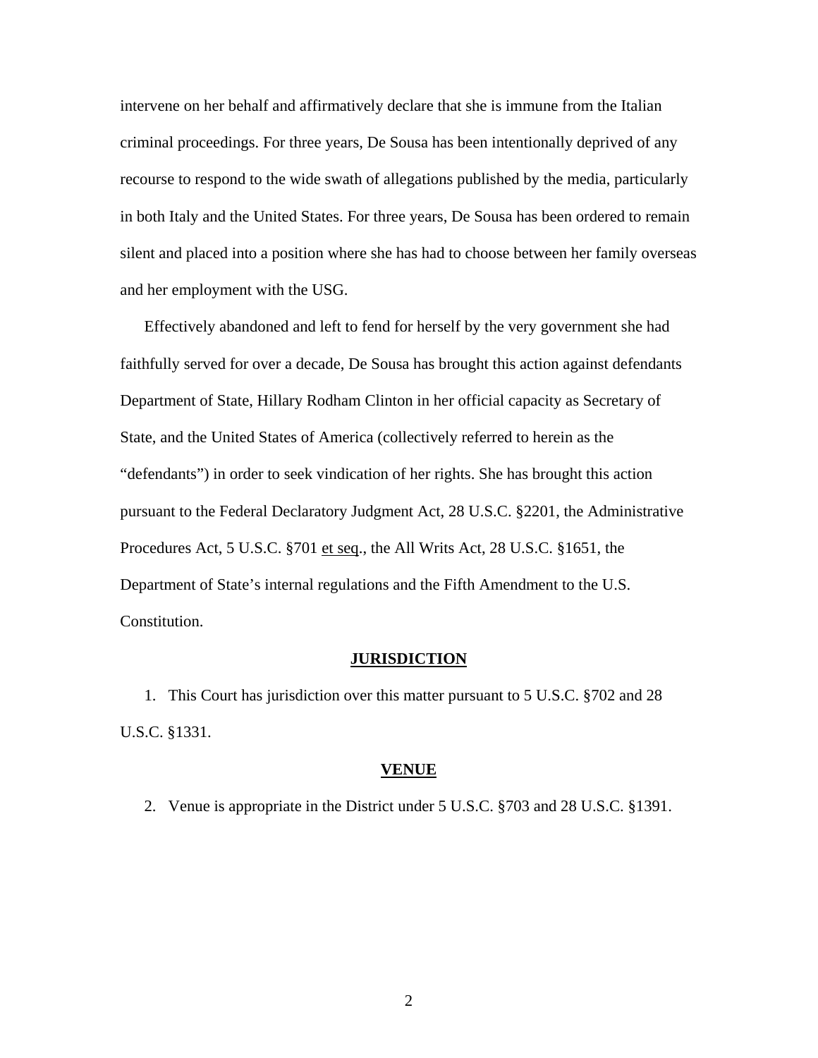intervene on her behalf and affirmatively declare that she is immune from the Italian criminal proceedings. For three years, De Sousa has been intentionally deprived of any recourse to respond to the wide swath of allegations published by the media, particularly in both Italy and the United States. For three years, De Sousa has been ordered to remain silent and placed into a position where she has had to choose between her family overseas and her employment with the USG.

Effectively abandoned and left to fend for herself by the very government she had faithfully served for over a decade, De Sousa has brought this action against defendants Department of State, Hillary Rodham Clinton in her official capacity as Secretary of State, and the United States of America (collectively referred to herein as the "defendants") in order to seek vindication of her rights. She has brought this action pursuant to the Federal Declaratory Judgment Act, 28 U.S.C. §2201, the Administrative Procedures Act, 5 U.S.C. §701 et seq., the All Writs Act, 28 U.S.C. §1651, the Department of State's internal regulations and the Fifth Amendment to the U.S. Constitution.

**JURISDICTION**

1. This Court has jurisdiction over this matter pursuant to 5 U.S.C. §702 and 28 U.S.C. §1331.

**VENUE**

2. Venue is appropriate in the District under 5 U.S.C. §703 and 28 U.S.C. §1391.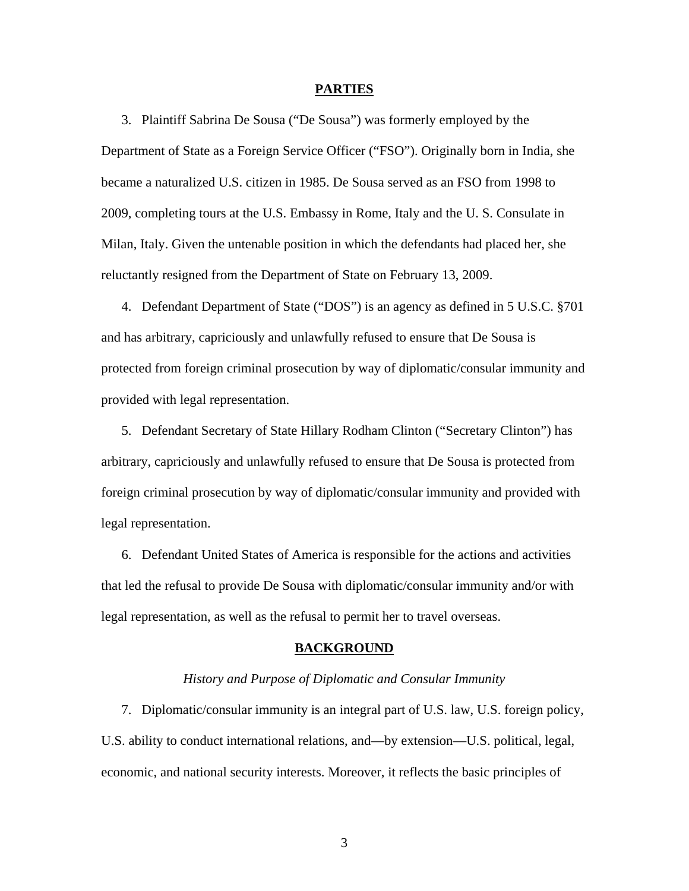## PARTIES

3. Plaintiff Sabrina De Sousa ("De Sousa") was formerly employed by the Department of State as a Foreign Service Officer ("FSO"). Originally born in India, she became a naturalized U.S. citizen in 1985. De Sousa served as an FSO from 1998 to 2009, completing tours at the U.S. Embassy in Rome, Italy and the U. S. Consulate in Milan, Italy. Given the untenable position in which the defendants had placed her, she reluctantly resigned from the Department of State on February 13, 2009.

4. Defendant Department of State ("DOS") is an agency as defined in 5 U.S.C. §701 and has arbitrary, capriciously and unlawfully refused to ensure that De Sousa is protected from foreign criminal prosecution by way of diplomatic/consular immunity and provided with legal representation.

5. Defendant Secretary of State Hillary Rodham Clinton ("Secretary Clinton") has arbitrary, capriciously and unlawfully refused to ensure that De Sousa is protected from foreign criminal prosecution by way of diplomatic/consular immunity and provided with legal representation.

6. Defendant United States of America is responsible for the actions and activities that led the refusal to provide De Sousa with diplomatic/consular immunity and/or with legal representation, as well as the refusal to permit her to travel overseas.

## BACKGROUND

### *History and Purpose of Diplomatic and Consular Immunity*

7. Diplomatic/consular immunity is an integral part of U.S. law, U.S. foreign policy, U.S. ability to conduct international relations, and—by extension—U.S. political, legal, economic, and national security interests. Moreover, it reflects the basic principles of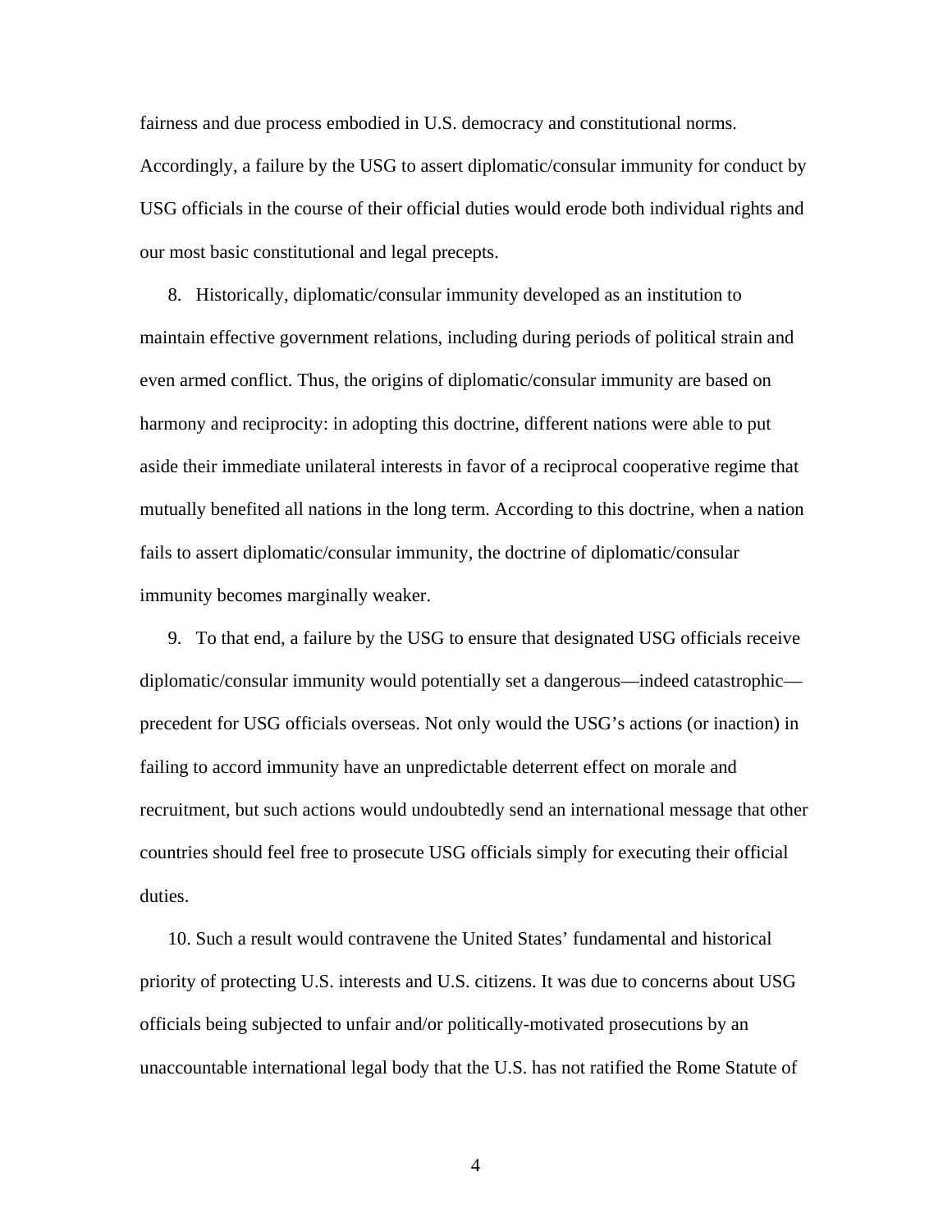fairness and due process embodied in U.S. democracy and constitutional norms. Accordingly, a failure by the USG to assert diplomatic/consular immunity for conduct by USG officials in the course of their official duties would erode both individual rights and our most basic constitutional and legal precepts.

8. Historically, diplomatic/consular immunity developed as an institution to maintain effective government relations, including during periods of political strain and even armed conflict. Thus, the origins of diplomatic/consular immunity are based on harmony and reciprocity: in adopting this doctrine, different nations were able to put aside their immediate unilateral interests in favor of a reciprocal cooperative regime that mutually benefited all nations in the long term. According to this doctrine, when a nation fails to assert diplomatic/consular immunity, the doctrine of diplomatic/consular immunity becomes marginally weaker.

9. To that end, a failure by the USG to ensure that designated USG officials receive diplomatic/consular immunity would potentially set a dangerous—indeed catastrophic—precedent for USG officials overseas. Not only would the USG's actions (or inaction) in failing to accord immunity have an unpredictable deterrent effect on morale and recruitment, but such actions would undoubtedly send an international message that other countries should feel free to prosecute USG officials simply for executing their official duties.

10. Such a result would contravene the United States' fundamental and historical priority of protecting U.S. interests and U.S. citizens. It was due to concerns about USG officials being subjected to unfair and/or politically-motivated prosecutions by an unaccountable international legal body that the U.S. has not ratified the Rome Statute of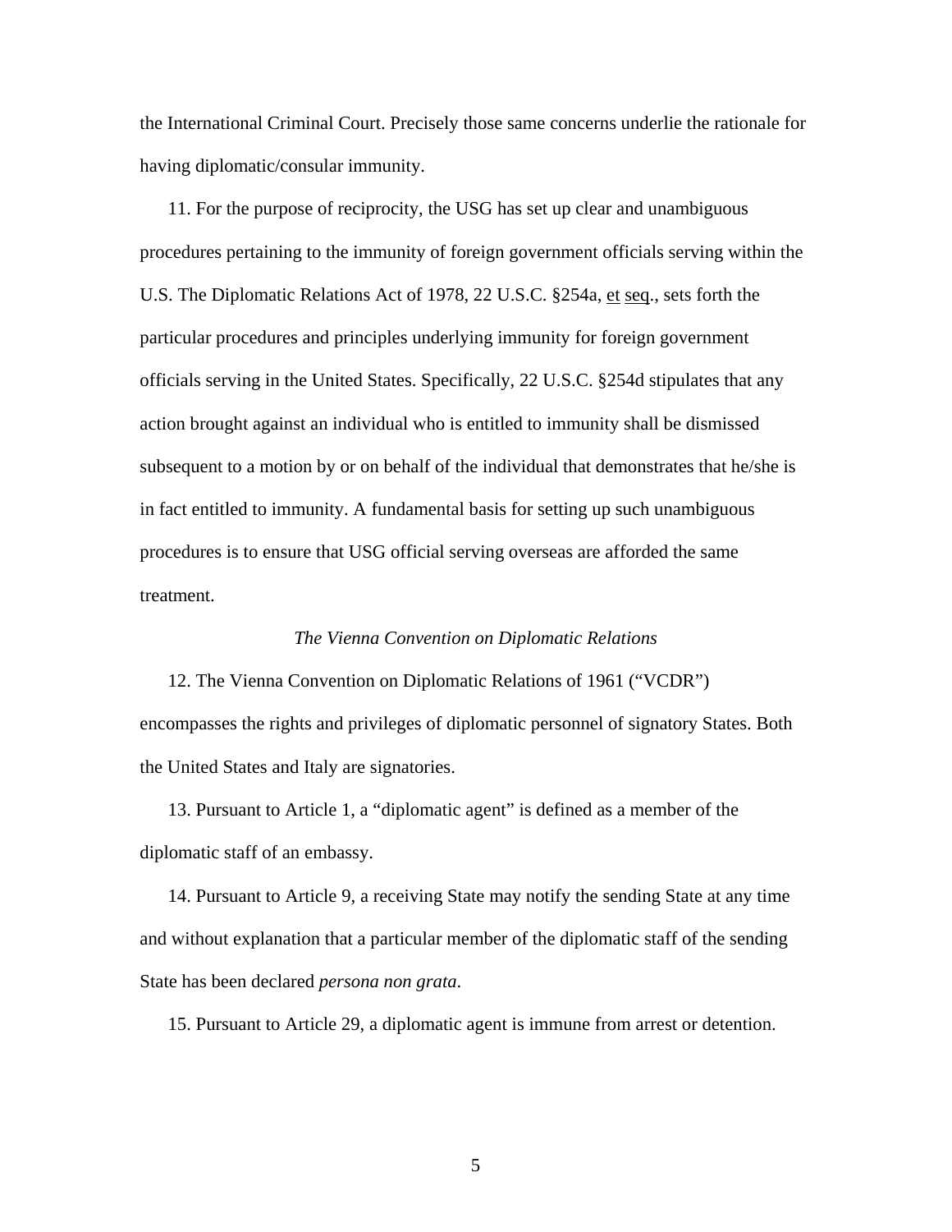the International Criminal Court. Precisely those same concerns underlie the rationale for having diplomatic/consular immunity.

11. For the purpose of reciprocity, the USG has set up clear and unambiguous procedures pertaining to the immunity of foreign government officials serving within the U.S. The Diplomatic Relations Act of 1978, 22 U.S.C. §254a, et seq., sets forth the particular procedures and principles underlying immunity for foreign government officials serving in the United States. Specifically, 22 U.S.C. §254d stipulates that any action brought against an individual who is entitled to immunity shall be dismissed subsequent to a motion by or on behalf of the individual that demonstrates that he/she is in fact entitled to immunity. A fundamental basis for setting up such unambiguous procedures is to ensure that USG official serving overseas are afforded the same treatment.

*The Vienna Convention on Diplomatic Relations*

12. The Vienna Convention on Diplomatic Relations of 1961 ("VCDR") encompasses the rights and privileges of diplomatic personnel of signatory States. Both the United States and Italy are signatories.

13. Pursuant to Article 1, a "diplomatic agent" is defined as a member of the diplomatic staff of an embassy.

14. Pursuant to Article 9, a receiving State may notify the sending State at any time and without explanation that a particular member of the diplomatic staff of the sending State has been declared *persona non grata*.

15. Pursuant to Article 29, a diplomatic agent is immune from arrest or detention.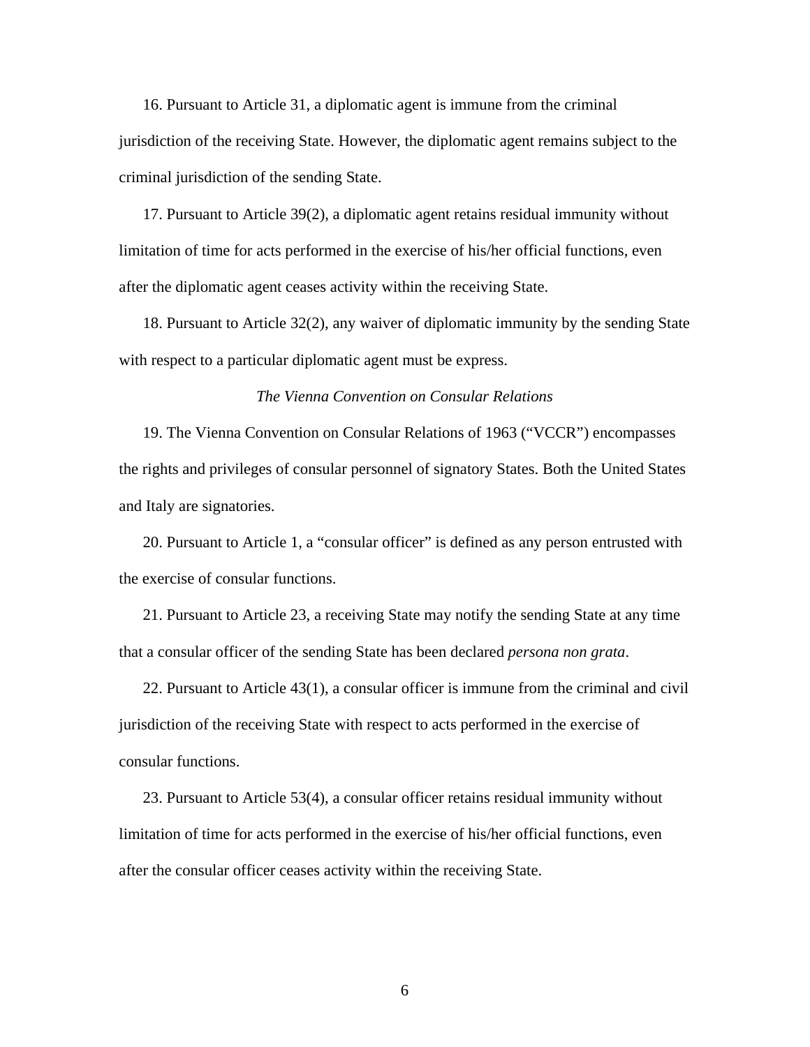16. Pursuant to Article 31, a diplomatic agent is immune from the criminal jurisdiction of the receiving State. However, the diplomatic agent remains subject to the criminal jurisdiction of the sending State.

17. Pursuant to Article 39(2), a diplomatic agent retains residual immunity without limitation of time for acts performed in the exercise of his/her official functions, even after the diplomatic agent ceases activity within the receiving State.

18. Pursuant to Article 32(2), any waiver of diplomatic immunity by the sending State with respect to a particular diplomatic agent must be express.

*The Vienna Convention on Consular Relations*

19. The Vienna Convention on Consular Relations of 1963 ("VCCR") encompasses the rights and privileges of consular personnel of signatory States. Both the United States and Italy are signatories.

20. Pursuant to Article 1, a "consular officer" is defined as any person entrusted with the exercise of consular functions.

21. Pursuant to Article 23, a receiving State may notify the sending State at any time that a consular officer of the sending State has been declared *persona non grata*.

22. Pursuant to Article 43(1), a consular officer is immune from the criminal and civil jurisdiction of the receiving State with respect to acts performed in the exercise of consular functions.

23. Pursuant to Article 53(4), a consular officer retains residual immunity without limitation of time for acts performed in the exercise of his/her official functions, even after the consular officer ceases activity within the receiving State.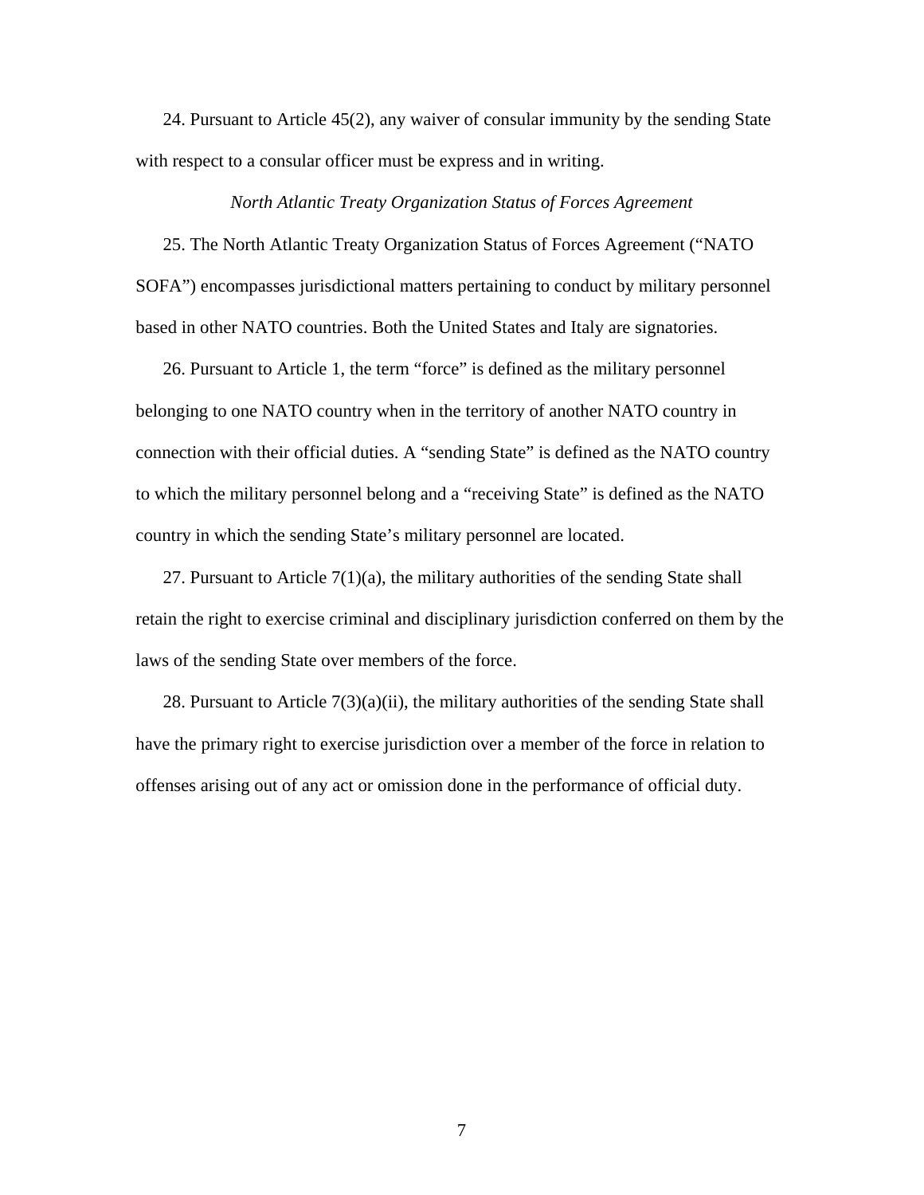24. Pursuant to Article 45(2), any waiver of consular immunity by the sending State with respect to a consular officer must be express and in writing.

*North Atlantic Treaty Organization Status of Forces Agreement*

25. The North Atlantic Treaty Organization Status of Forces Agreement ("NATO SOFA") encompasses jurisdictional matters pertaining to conduct by military personnel based in other NATO countries. Both the United States and Italy are signatories.

26. Pursuant to Article 1, the term "force" is defined as the military personnel belonging to one NATO country when in the territory of another NATO country in connection with their official duties. A "sending State" is defined as the NATO country to which the military personnel belong and a "receiving State" is defined as the NATO country in which the sending State's military personnel are located.

27. Pursuant to Article 7(1)(a), the military authorities of the sending State shall retain the right to exercise criminal and disciplinary jurisdiction conferred on them by the laws of the sending State over members of the force.

28. Pursuant to Article 7(3)(a)(ii), the military authorities of the sending State shall have the primary right to exercise jurisdiction over a member of the force in relation to offenses arising out of any act or omission done in the performance of official duty.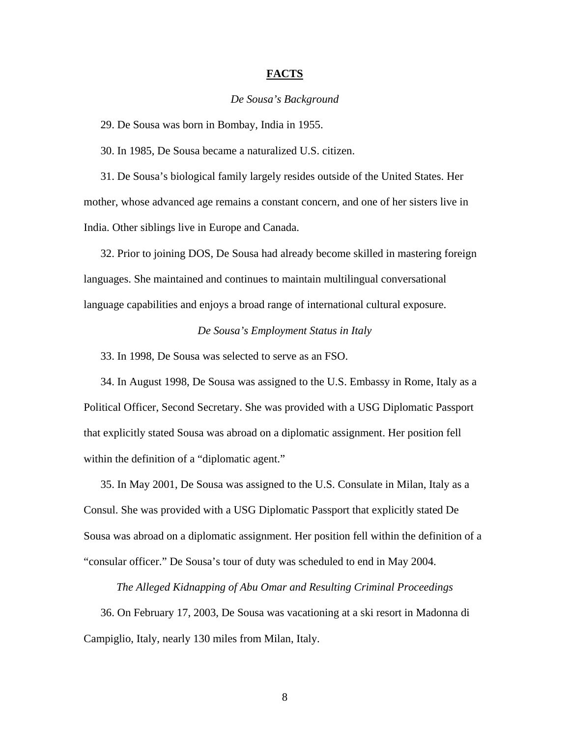## FACTS

*De Sousa's Background*

29. De Sousa was born in Bombay, India in 1955.

30. In 1985, De Sousa became a naturalized U.S. citizen.

31. De Sousa's biological family largely resides outside of the United States. Her mother, whose advanced age remains a constant concern, and one of her sisters live in India. Other siblings live in Europe and Canada.

32. Prior to joining DOS, De Sousa had already become skilled in mastering foreign languages. She maintained and continues to maintain multilingual conversational language capabilities and enjoys a broad range of international cultural exposure.

*De Sousa's Employment Status in Italy*

33. In 1998, De Sousa was selected to serve as an FSO.

34. In August 1998, De Sousa was assigned to the U.S. Embassy in Rome, Italy as a Political Officer, Second Secretary. She was provided with a USG Diplomatic Passport that explicitly stated Sousa was abroad on a diplomatic assignment. Her position fell within the definition of a "diplomatic agent."

35. In May 2001, De Sousa was assigned to the U.S. Consulate in Milan, Italy as a Consul. She was provided with a USG Diplomatic Passport that explicitly stated De Sousa was abroad on a diplomatic assignment. Her position fell within the definition of a "consular officer." De Sousa's tour of duty was scheduled to end in May 2004.

*The Alleged Kidnapping of Abu Omar and Resulting Criminal Proceedings*

36. On February 17, 2003, De Sousa was vacationing at a ski resort in Madonna di Campiglio, Italy, nearly 130 miles from Milan, Italy.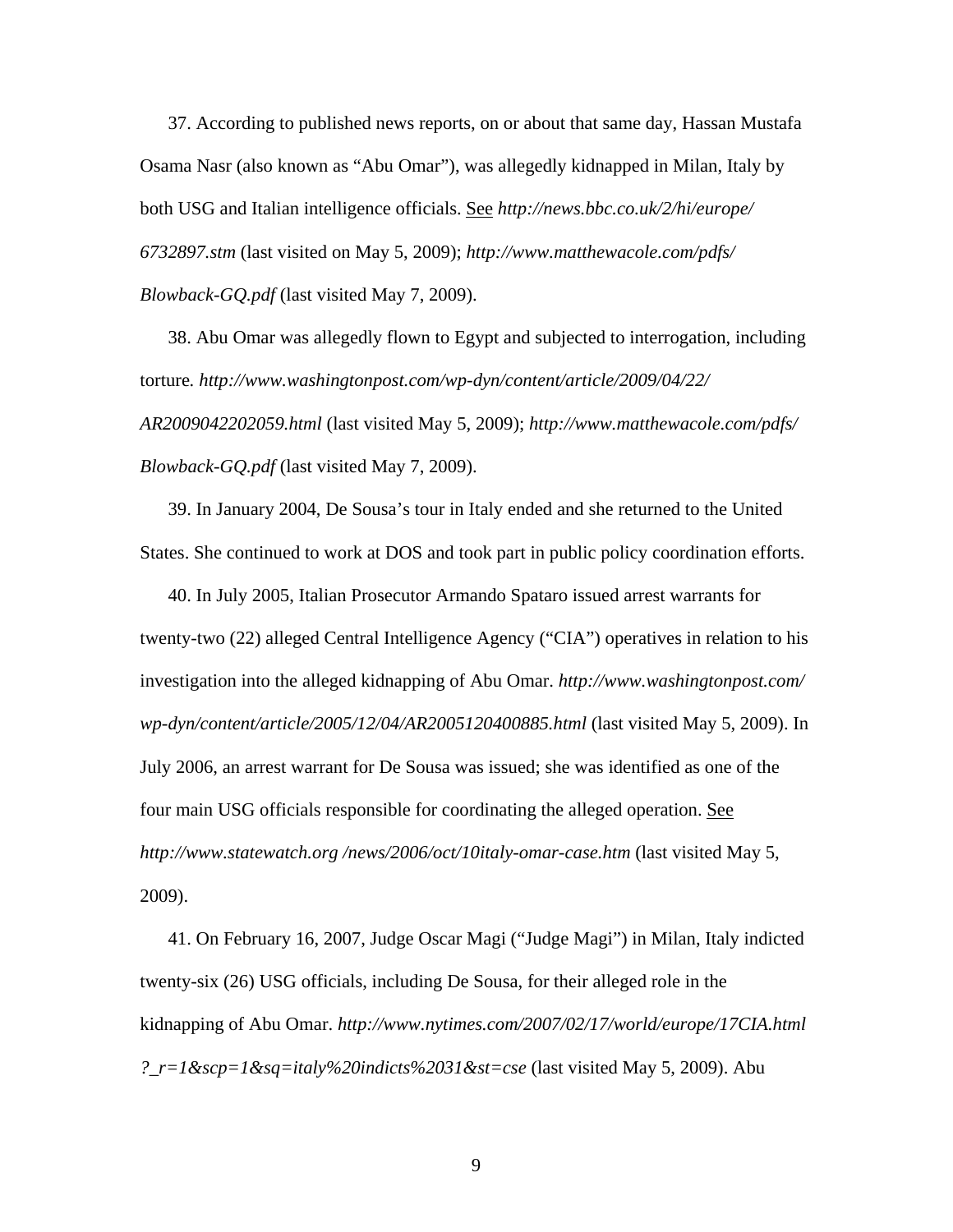37. According to published news reports, on or about that same day, Hassan Mustafa Osama Nasr (also known as "Abu Omar"), was allegedly kidnapped in Milan, Italy by both USG and Italian intelligence officials. See *http://news.bbc.co.uk/2/hi/europe/6732897.stm* (last visited on May 5, 2009); *http://www.matthewacole.com/pdfs/Blowback-GQ.pdf* (last visited May 7, 2009).

38. Abu Omar was allegedly flown to Egypt and subjected to interrogation, including torture. *http://www.washingtonpost.com/wp-dyn/content/article/2009/04/22/AR2009042202059.html* (last visited May 5, 2009); *http://www.matthewacole.com/pdfs/Blowback-GQ.pdf* (last visited May 7, 2009).

39. In January 2004, De Sousa's tour in Italy ended and she returned to the United States. She continued to work at DOS and took part in public policy coordination efforts.

40. In July 2005, Italian Prosecutor Armando Spataro issued arrest warrants for twenty-two (22) alleged Central Intelligence Agency ("CIA") operatives in relation to his investigation into the alleged kidnapping of Abu Omar. *http://www.washingtonpost.com/wp-dyn/content/article/2005/12/04/AR2005120400885.html* (last visited May 5, 2009). In July 2006, an arrest warrant for De Sousa was issued; she was identified as one of the four main USG officials responsible for coordinating the alleged operation. See *http://www.statewatch.org /news/2006/oct/10italy-omar-case.htm* (last visited May 5, 2009).

41. On February 16, 2007, Judge Oscar Magi ("Judge Magi") in Milan, Italy indicted twenty-six (26) USG officials, including De Sousa, for their alleged role in the kidnapping of Abu Omar. *http://www.nytimes.com/2007/02/17/world/europe/17CIA.html?_r=1&scp=1&sq=italy%20indicts%2031&st=cse* (last visited May 5, 2009). Abu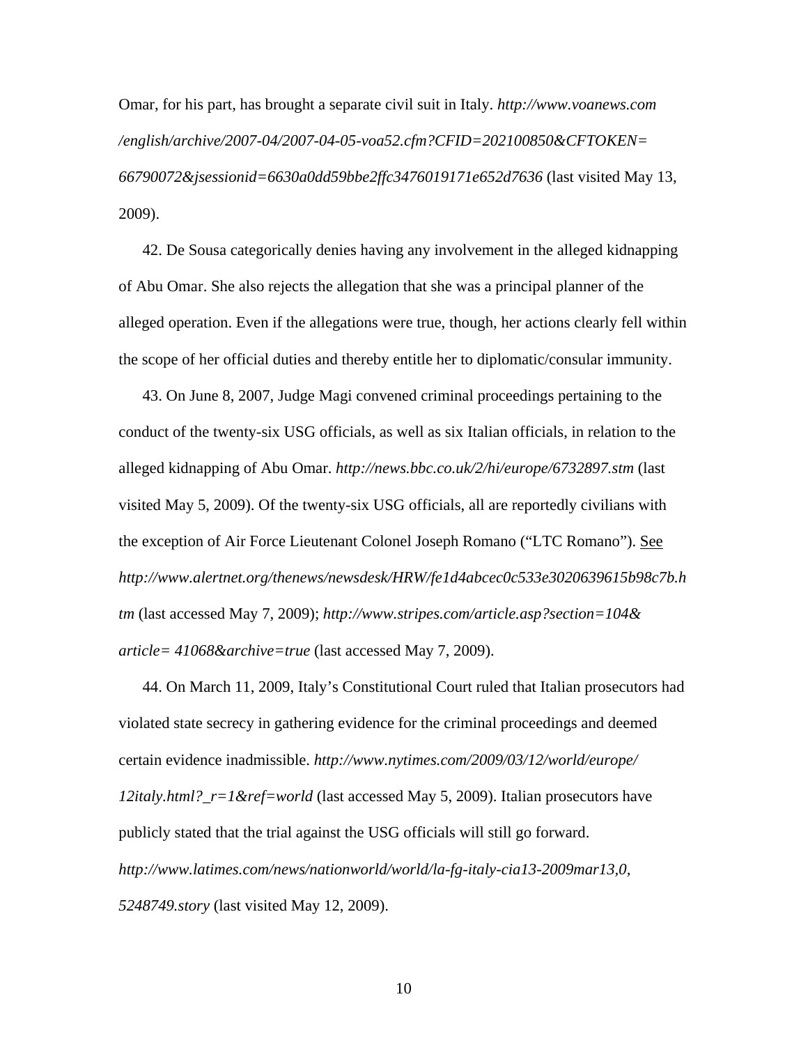Omar, for his part, has brought a separate civil suit in Italy. *http://www.voanews.com /english/archive/2007-04/2007-04-05-voa52.cfm?CFID=202100850&CFTOKEN= 66790072&jsessionid=6630a0dd59bbe2ffc3476019171e652d7636* (last visited May 13, 2009).

42. De Sousa categorically denies having any involvement in the alleged kidnapping of Abu Omar. She also rejects the allegation that she was a principal planner of the alleged operation. Even if the allegations were true, though, her actions clearly fell within the scope of her official duties and thereby entitle her to diplomatic/consular immunity.

43. On June 8, 2007, Judge Magi convened criminal proceedings pertaining to the conduct of the twenty-six USG officials, as well as six Italian officials, in relation to the alleged kidnapping of Abu Omar. *http://news.bbc.co.uk/2/hi/europe/6732897.stm* (last visited May 5, 2009). Of the twenty-six USG officials, all are reportedly civilians with the exception of Air Force Lieutenant Colonel Joseph Romano ("LTC Romano"). See *http://www.alertnet.org/thenews/newsdesk/HRW/fe1d4abcec0c533e3020639615b98c7b.htm* (last accessed May 7, 2009); *http://www.stripes.com/article.asp?section=104& article= 41068&archive=true* (last accessed May 7, 2009).

44. On March 11, 2009, Italy's Constitutional Court ruled that Italian prosecutors had violated state secrecy in gathering evidence for the criminal proceedings and deemed certain evidence inadmissible. *http://www.nytimes.com/2009/03/12/world/europe/ 12italy.html?_r=1&ref=world* (last accessed May 5, 2009). Italian prosecutors have publicly stated that the trial against the USG officials will still go forward. *http://www.latimes.com/news/nationworld/world/la-fg-italy-cia13-2009mar13,0, 5248749.story* (last visited May 12, 2009).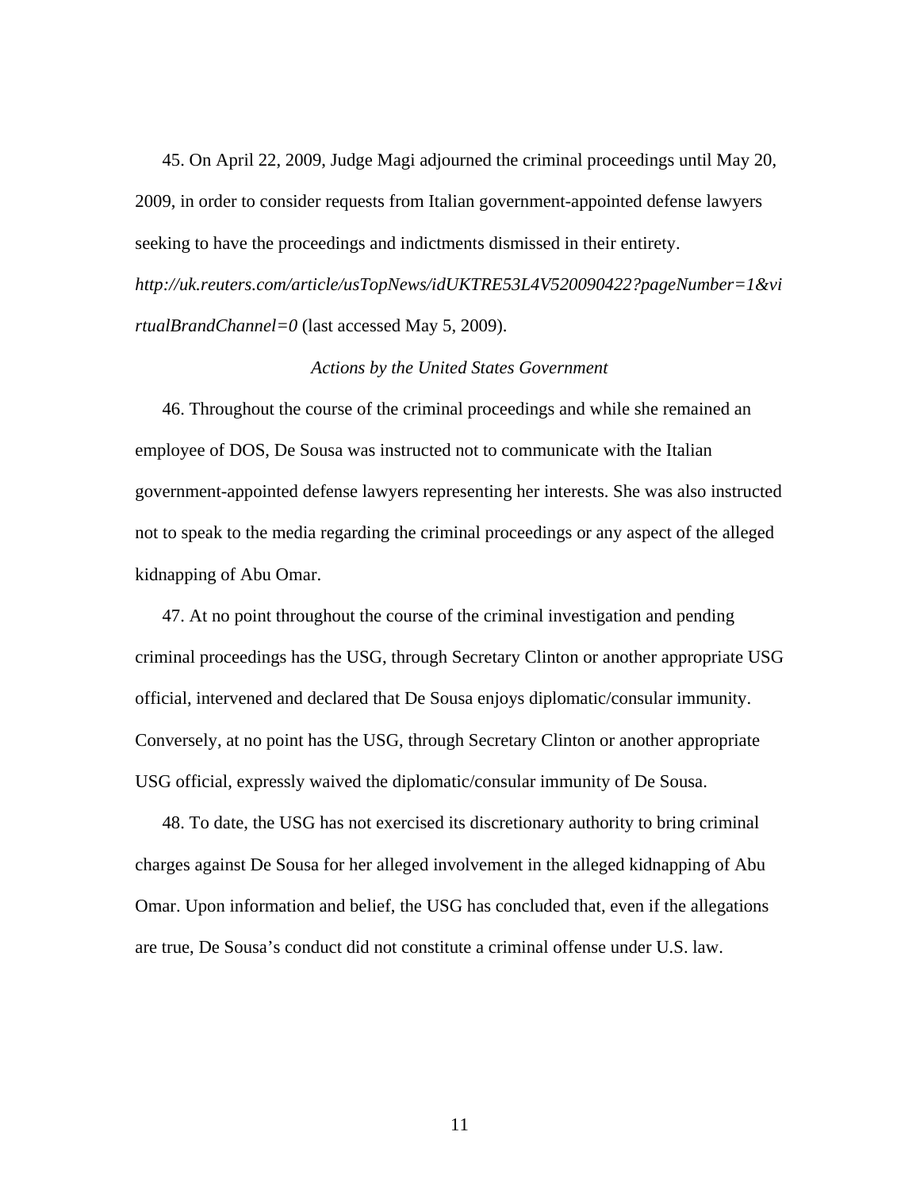45. On April 22, 2009, Judge Magi adjourned the criminal proceedings until May 20, 2009, in order to consider requests from Italian government-appointed defense lawyers seeking to have the proceedings and indictments dismissed in their entirety. *http://uk.reuters.com/article/usTopNews/idUKTRE53L4V520090422?pageNumber=1&virtualBrandChannel=0* (last accessed May 5, 2009).

*Actions by the United States Government*

46. Throughout the course of the criminal proceedings and while she remained an employee of DOS, De Sousa was instructed not to communicate with the Italian government-appointed defense lawyers representing her interests. She was also instructed not to speak to the media regarding the criminal proceedings or any aspect of the alleged kidnapping of Abu Omar.

47. At no point throughout the course of the criminal investigation and pending criminal proceedings has the USG, through Secretary Clinton or another appropriate USG official, intervened and declared that De Sousa enjoys diplomatic/consular immunity. Conversely, at no point has the USG, through Secretary Clinton or another appropriate USG official, expressly waived the diplomatic/consular immunity of De Sousa.

48. To date, the USG has not exercised its discretionary authority to bring criminal charges against De Sousa for her alleged involvement in the alleged kidnapping of Abu Omar. Upon information and belief, the USG has concluded that, even if the allegations are true, De Sousa's conduct did not constitute a criminal offense under U.S. law.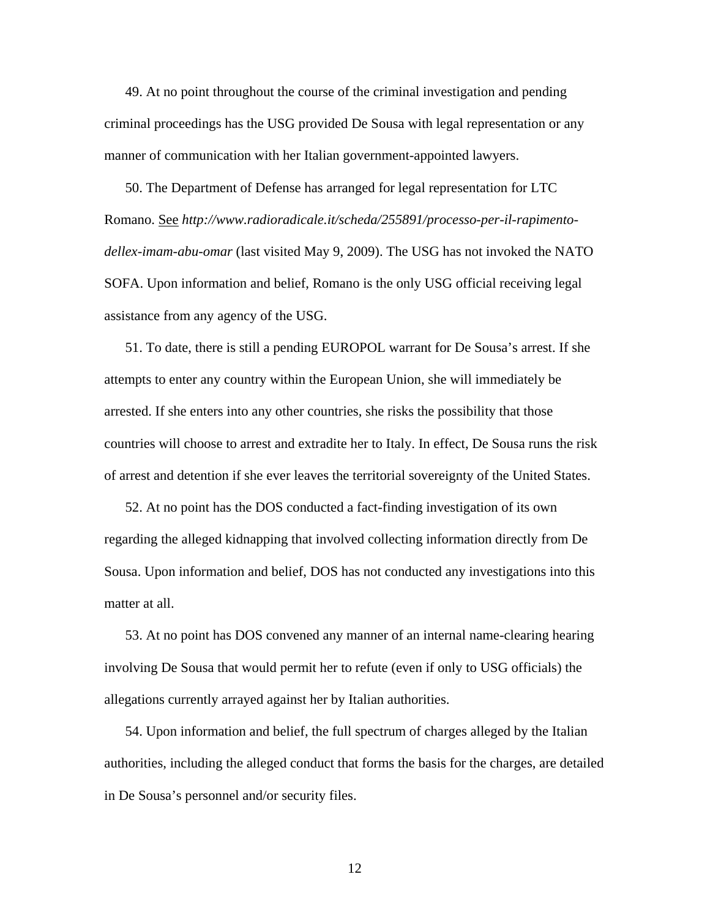49. At no point throughout the course of the criminal investigation and pending criminal proceedings has the USG provided De Sousa with legal representation or any manner of communication with her Italian government-appointed lawyers.

50. The Department of Defense has arranged for legal representation for LTC Romano. See *http://www.radioradicale.it/scheda/255891/processo-per-il-rapimento-dellex-imam-abu-omar* (last visited May 9, 2009). The USG has not invoked the NATO SOFA. Upon information and belief, Romano is the only USG official receiving legal assistance from any agency of the USG.

51. To date, there is still a pending EUROPOL warrant for De Sousa's arrest. If she attempts to enter any country within the European Union, she will immediately be arrested. If she enters into any other countries, she risks the possibility that those countries will choose to arrest and extradite her to Italy. In effect, De Sousa runs the risk of arrest and detention if she ever leaves the territorial sovereignty of the United States.

52. At no point has the DOS conducted a fact-finding investigation of its own regarding the alleged kidnapping that involved collecting information directly from De Sousa. Upon information and belief, DOS has not conducted any investigations into this matter at all.

53. At no point has DOS convened any manner of an internal name-clearing hearing involving De Sousa that would permit her to refute (even if only to USG officials) the allegations currently arrayed against her by Italian authorities.

54. Upon information and belief, the full spectrum of charges alleged by the Italian authorities, including the alleged conduct that forms the basis for the charges, are detailed in De Sousa's personnel and/or security files.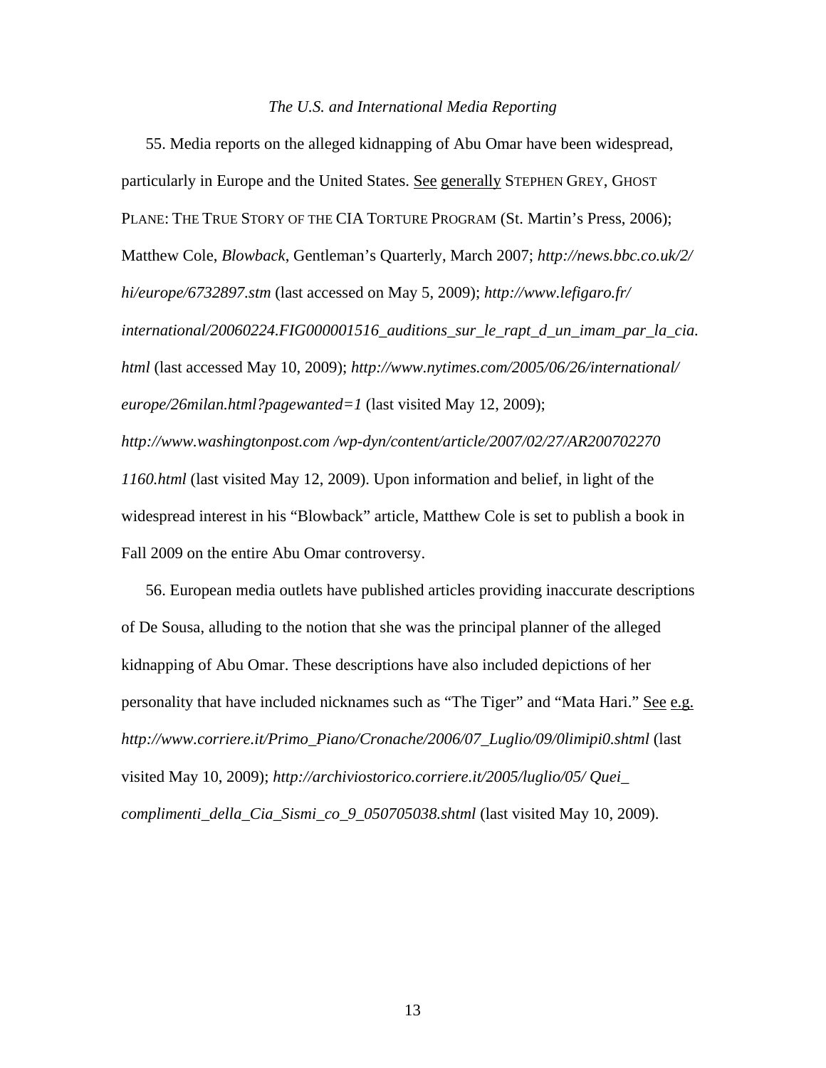*The U.S. and International Media Reporting*

55. Media reports on the alleged kidnapping of Abu Omar have been widespread, particularly in Europe and the United States. See generally STEPHEN GREY, GHOST PLANE: THE TRUE STORY OF THE CIA TORTURE PROGRAM (St. Martin's Press, 2006); Matthew Cole, *Blowback*, Gentleman's Quarterly, March 2007; *http://news.bbc.co.uk/2/hi/europe/6732897.stm* (last accessed on May 5, 2009); *http://www.lefigaro.fr/international/20060224.FIG000001516_auditions_sur_le_rapt_d_un_imam_par_la_cia.html* (last accessed May 10, 2009); *http://www.nytimes.com/2005/06/26/international/europe/26milan.html?pagewanted=1* (last visited May 12, 2009); *http://www.washingtonpost.com /wp-dyn/content/article/2007/02/27/AR200702270 1160.html* (last visited May 12, 2009). Upon information and belief, in light of the widespread interest in his "Blowback" article, Matthew Cole is set to publish a book in Fall 2009 on the entire Abu Omar controversy.

56. European media outlets have published articles providing inaccurate descriptions of De Sousa, alluding to the notion that she was the principal planner of the alleged kidnapping of Abu Omar. These descriptions have also included depictions of her personality that have included nicknames such as "The Tiger" and "Mata Hari." See e.g. *http://www.corriere.it/Primo_Piano/Cronache/2006/07_Luglio/09/0limipi0.shtml* (last visited May 10, 2009); *http://archiviostorico.corriere.it/2005/luglio/05/ Quei_complimenti_della_Cia_Sismi_co_9_050705038.shtml* (last visited May 10, 2009).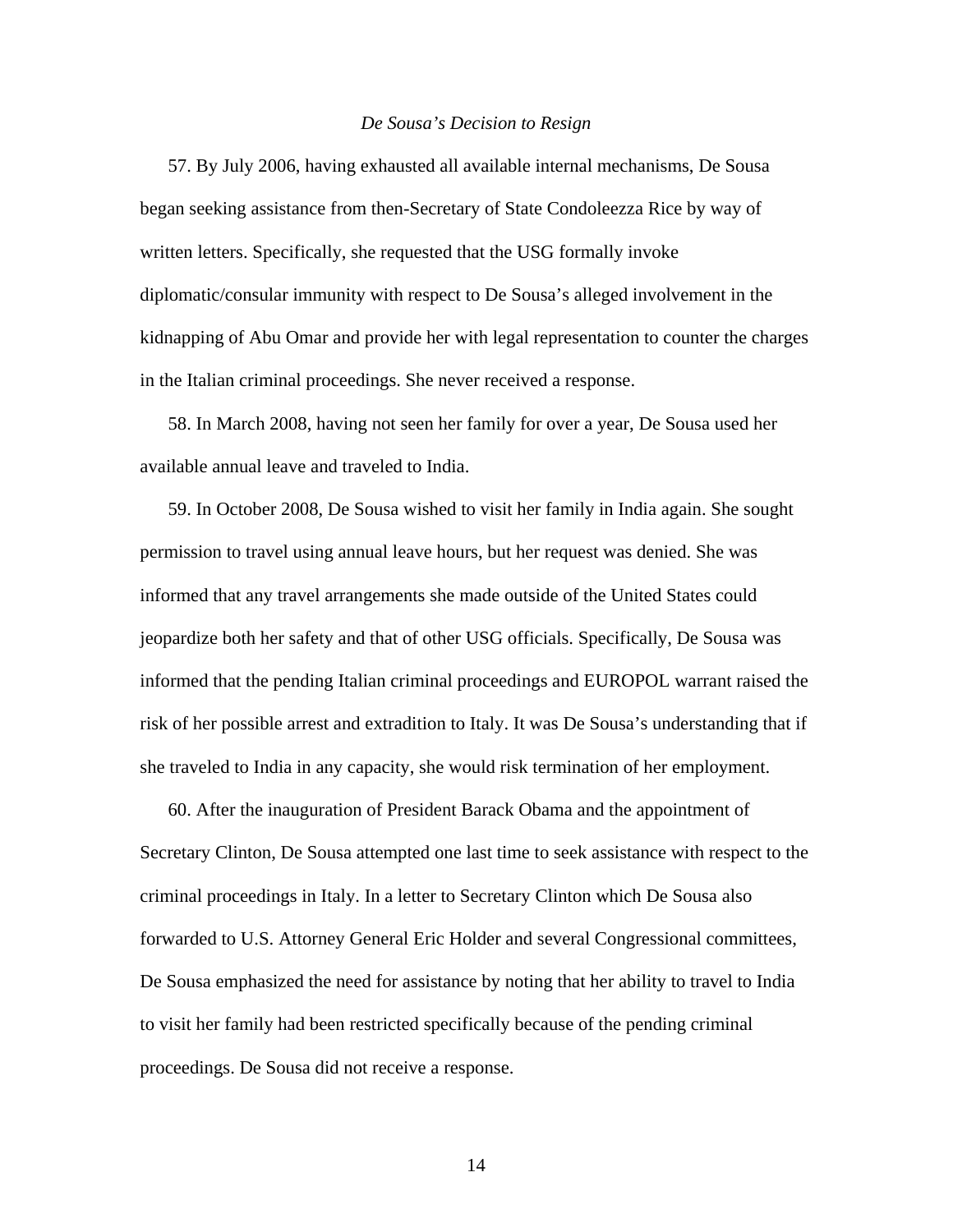*De Sousa's Decision to Resign*

57. By July 2006, having exhausted all available internal mechanisms, De Sousa began seeking assistance from then-Secretary of State Condoleezza Rice by way of written letters. Specifically, she requested that the USG formally invoke diplomatic/consular immunity with respect to De Sousa's alleged involvement in the kidnapping of Abu Omar and provide her with legal representation to counter the charges in the Italian criminal proceedings. She never received a response.

58. In March 2008, having not seen her family for over a year, De Sousa used her available annual leave and traveled to India.

59. In October 2008, De Sousa wished to visit her family in India again. She sought permission to travel using annual leave hours, but her request was denied. She was informed that any travel arrangements she made outside of the United States could jeopardize both her safety and that of other USG officials. Specifically, De Sousa was informed that the pending Italian criminal proceedings and EUROPOL warrant raised the risk of her possible arrest and extradition to Italy. It was De Sousa's understanding that if she traveled to India in any capacity, she would risk termination of her employment.

60. After the inauguration of President Barack Obama and the appointment of Secretary Clinton, De Sousa attempted one last time to seek assistance with respect to the criminal proceedings in Italy. In a letter to Secretary Clinton which De Sousa also forwarded to U.S. Attorney General Eric Holder and several Congressional committees, De Sousa emphasized the need for assistance by noting that her ability to travel to India to visit her family had been restricted specifically because of the pending criminal proceedings. De Sousa did not receive a response.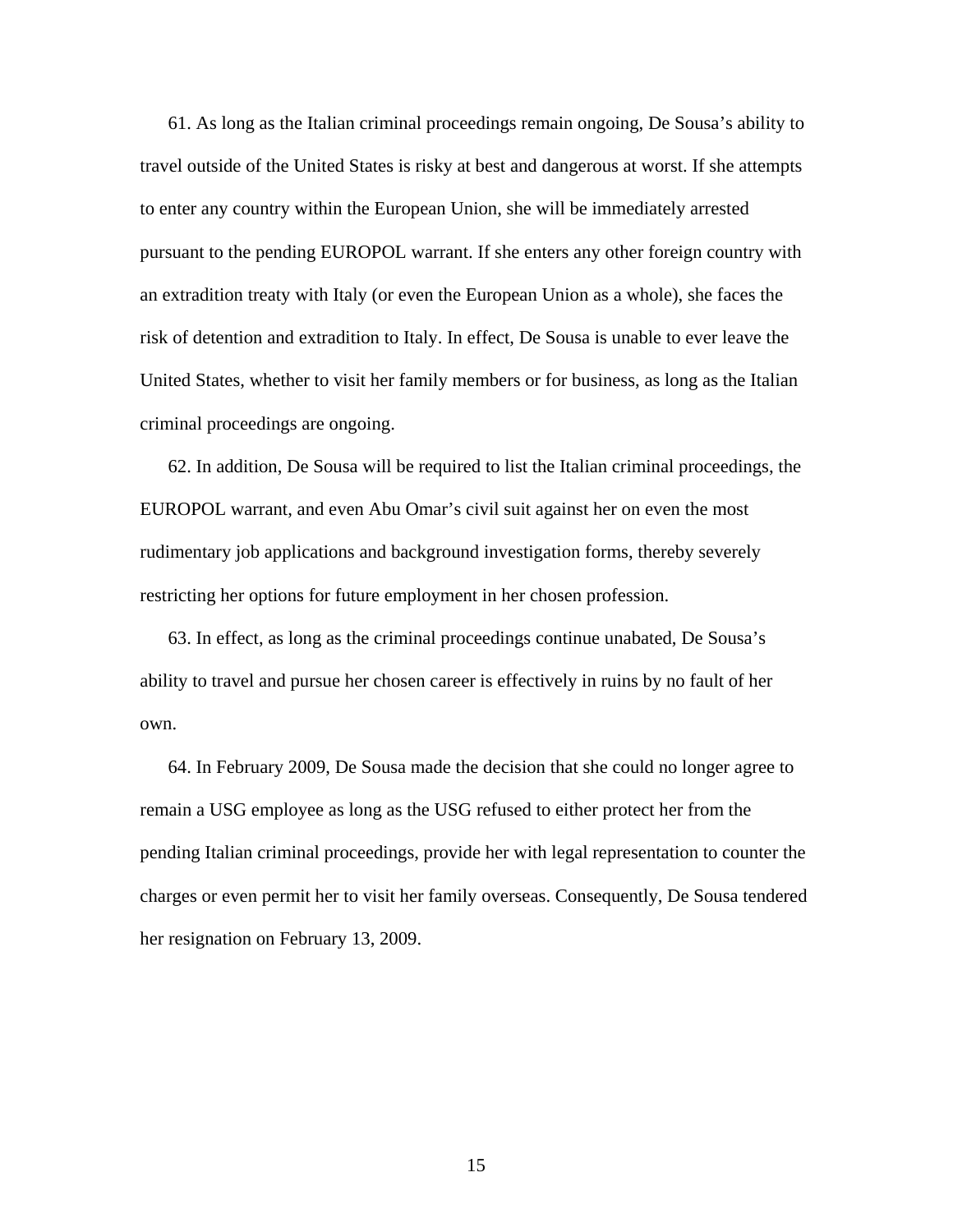61. As long as the Italian criminal proceedings remain ongoing, De Sousa's ability to travel outside of the United States is risky at best and dangerous at worst. If she attempts to enter any country within the European Union, she will be immediately arrested pursuant to the pending EUROPOL warrant. If she enters any other foreign country with an extradition treaty with Italy (or even the European Union as a whole), she faces the risk of detention and extradition to Italy. In effect, De Sousa is unable to ever leave the United States, whether to visit her family members or for business, as long as the Italian criminal proceedings are ongoing.

62. In addition, De Sousa will be required to list the Italian criminal proceedings, the EUROPOL warrant, and even Abu Omar's civil suit against her on even the most rudimentary job applications and background investigation forms, thereby severely restricting her options for future employment in her chosen profession.

63. In effect, as long as the criminal proceedings continue unabated, De Sousa's ability to travel and pursue her chosen career is effectively in ruins by no fault of her own.

64. In February 2009, De Sousa made the decision that she could no longer agree to remain a USG employee as long as the USG refused to either protect her from the pending Italian criminal proceedings, provide her with legal representation to counter the charges or even permit her to visit her family overseas. Consequently, De Sousa tendered her resignation on February 13, 2009.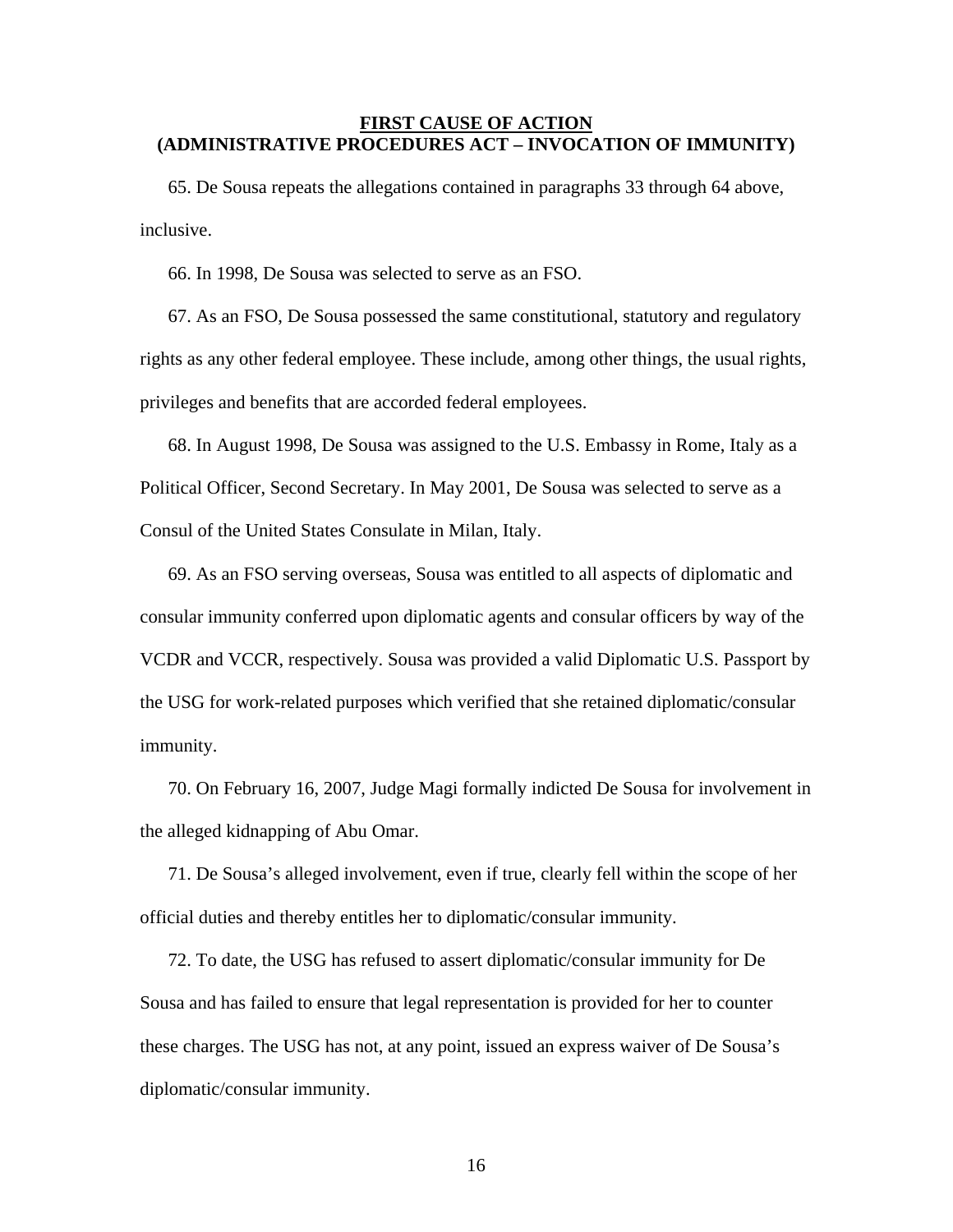## FIRST CAUSE OF ACTION
## (ADMINISTRATIVE PROCEDURES ACT – INVOCATION OF IMMUNITY)

65. De Sousa repeats the allegations contained in paragraphs 33 through 64 above, inclusive.

66. In 1998, De Sousa was selected to serve as an FSO.

67. As an FSO, De Sousa possessed the same constitutional, statutory and regulatory rights as any other federal employee. These include, among other things, the usual rights, privileges and benefits that are accorded federal employees.

68. In August 1998, De Sousa was assigned to the U.S. Embassy in Rome, Italy as a Political Officer, Second Secretary. In May 2001, De Sousa was selected to serve as a Consul of the United States Consulate in Milan, Italy.

69. As an FSO serving overseas, Sousa was entitled to all aspects of diplomatic and consular immunity conferred upon diplomatic agents and consular officers by way of the VCDR and VCCR, respectively. Sousa was provided a valid Diplomatic U.S. Passport by the USG for work-related purposes which verified that she retained diplomatic/consular immunity.

70. On February 16, 2007, Judge Magi formally indicted De Sousa for involvement in the alleged kidnapping of Abu Omar.

71. De Sousa's alleged involvement, even if true, clearly fell within the scope of her official duties and thereby entitles her to diplomatic/consular immunity.

72. To date, the USG has refused to assert diplomatic/consular immunity for De Sousa and has failed to ensure that legal representation is provided for her to counter these charges. The USG has not, at any point, issued an express waiver of De Sousa's diplomatic/consular immunity.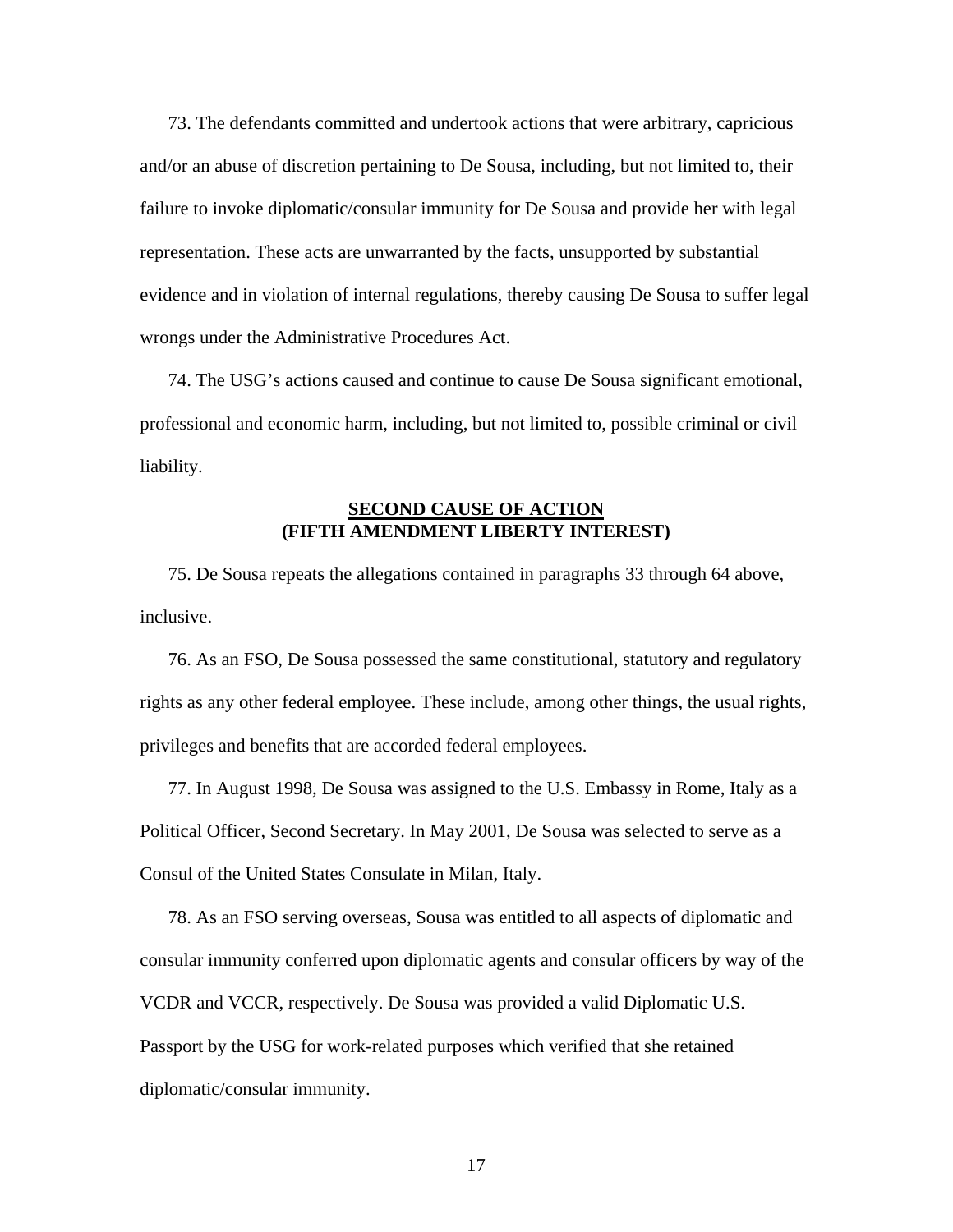73. The defendants committed and undertook actions that were arbitrary, capricious and/or an abuse of discretion pertaining to De Sousa, including, but not limited to, their failure to invoke diplomatic/consular immunity for De Sousa and provide her with legal representation. These acts are unwarranted by the facts, unsupported by substantial evidence and in violation of internal regulations, thereby causing De Sousa to suffer legal wrongs under the Administrative Procedures Act.

74. The USG's actions caused and continue to cause De Sousa significant emotional, professional and economic harm, including, but not limited to, possible criminal or civil liability.

## SECOND CAUSE OF ACTION
## (FIFTH AMENDMENT LIBERTY INTEREST)

75. De Sousa repeats the allegations contained in paragraphs 33 through 64 above, inclusive.

76. As an FSO, De Sousa possessed the same constitutional, statutory and regulatory rights as any other federal employee. These include, among other things, the usual rights, privileges and benefits that are accorded federal employees.

77. In August 1998, De Sousa was assigned to the U.S. Embassy in Rome, Italy as a Political Officer, Second Secretary. In May 2001, De Sousa was selected to serve as a Consul of the United States Consulate in Milan, Italy.

78. As an FSO serving overseas, Sousa was entitled to all aspects of diplomatic and consular immunity conferred upon diplomatic agents and consular officers by way of the VCDR and VCCR, respectively. De Sousa was provided a valid Diplomatic U.S. Passport by the USG for work-related purposes which verified that she retained diplomatic/consular immunity.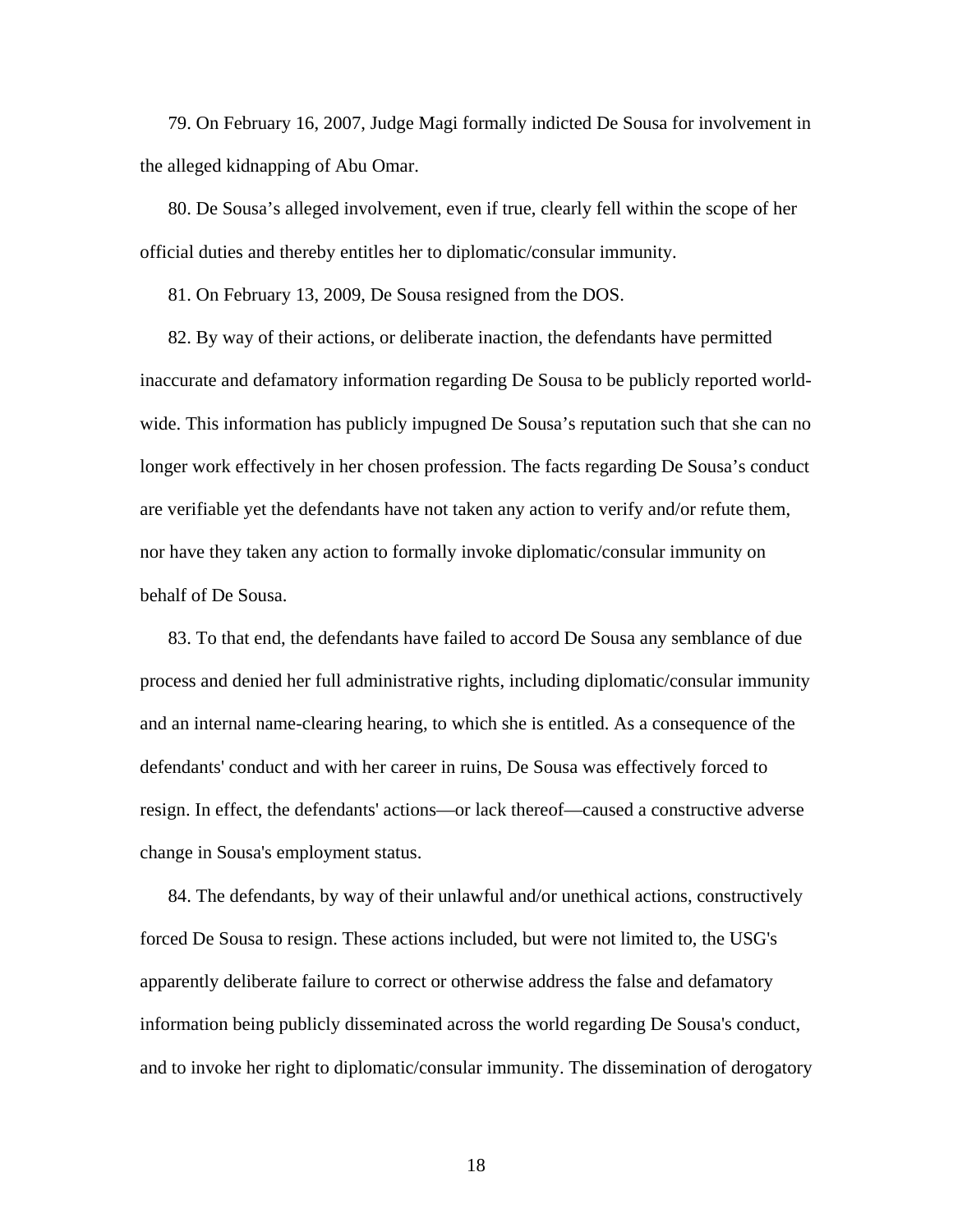79. On February 16, 2007, Judge Magi formally indicted De Sousa for involvement in the alleged kidnapping of Abu Omar.

80. De Sousa's alleged involvement, even if true, clearly fell within the scope of her official duties and thereby entitles her to diplomatic/consular immunity.

81. On February 13, 2009, De Sousa resigned from the DOS.

82. By way of their actions, or deliberate inaction, the defendants have permitted inaccurate and defamatory information regarding De Sousa to be publicly reported world-wide. This information has publicly impugned De Sousa's reputation such that she can no longer work effectively in her chosen profession. The facts regarding De Sousa's conduct are verifiable yet the defendants have not taken any action to verify and/or refute them, nor have they taken any action to formally invoke diplomatic/consular immunity on behalf of De Sousa.

83. To that end, the defendants have failed to accord De Sousa any semblance of due process and denied her full administrative rights, including diplomatic/consular immunity and an internal name-clearing hearing, to which she is entitled. As a consequence of the defendants' conduct and with her career in ruins, De Sousa was effectively forced to resign. In effect, the defendants' actions—or lack thereof—caused a constructive adverse change in Sousa's employment status.

84. The defendants, by way of their unlawful and/or unethical actions, constructively forced De Sousa to resign. These actions included, but were not limited to, the USG's apparently deliberate failure to correct or otherwise address the false and defamatory information being publicly disseminated across the world regarding De Sousa's conduct, and to invoke her right to diplomatic/consular immunity. The dissemination of derogatory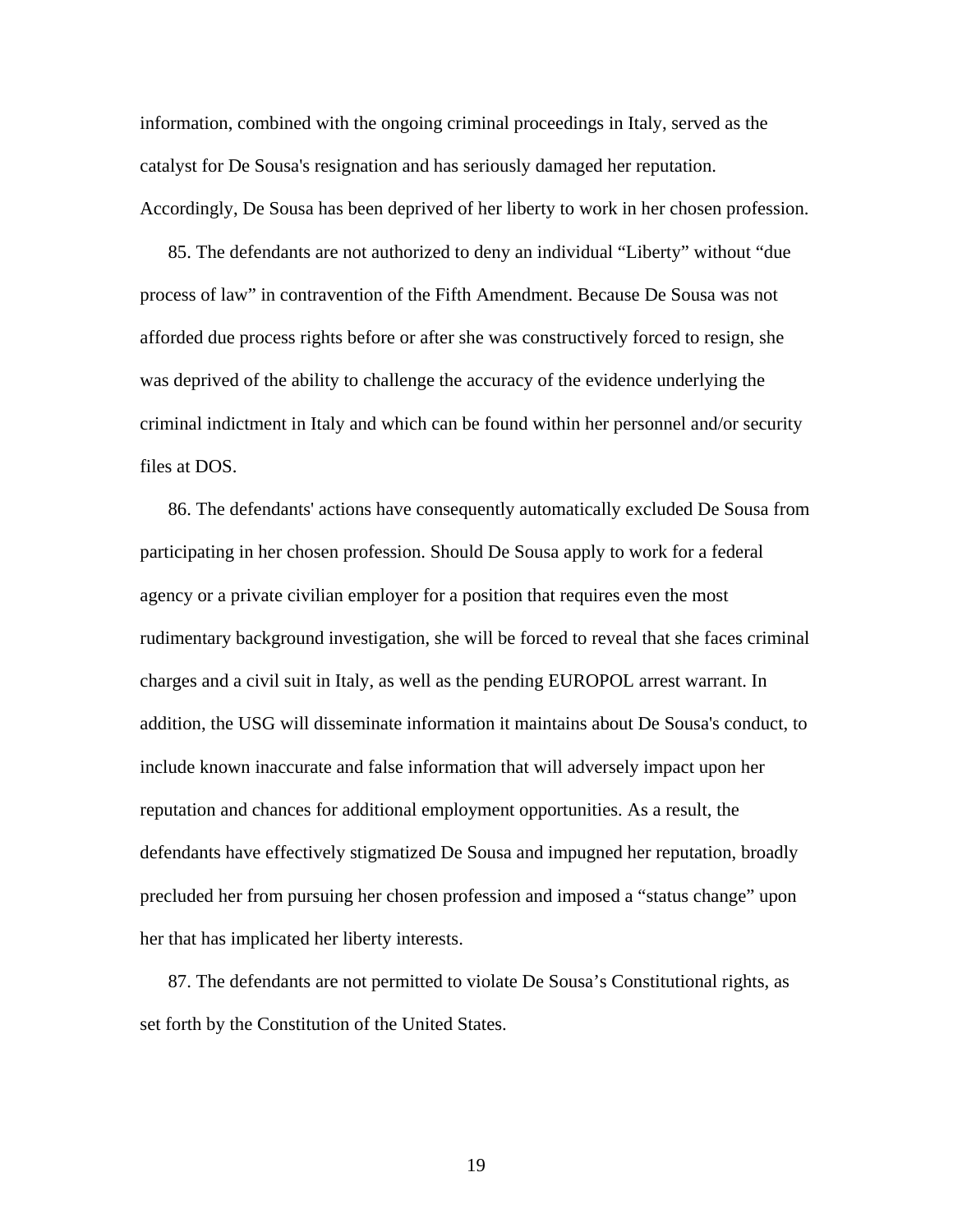information, combined with the ongoing criminal proceedings in Italy, served as the catalyst for De Sousa's resignation and has seriously damaged her reputation. Accordingly, De Sousa has been deprived of her liberty to work in her chosen profession.

85. The defendants are not authorized to deny an individual “Liberty” without “due process of law” in contravention of the Fifth Amendment. Because De Sousa was not afforded due process rights before or after she was constructively forced to resign, she was deprived of the ability to challenge the accuracy of the evidence underlying the criminal indictment in Italy and which can be found within her personnel and/or security files at DOS.

86. The defendants' actions have consequently automatically excluded De Sousa from participating in her chosen profession. Should De Sousa apply to work for a federal agency or a private civilian employer for a position that requires even the most rudimentary background investigation, she will be forced to reveal that she faces criminal charges and a civil suit in Italy, as well as the pending EUROPOL arrest warrant. In addition, the USG will disseminate information it maintains about De Sousa's conduct, to include known inaccurate and false information that will adversely impact upon her reputation and chances for additional employment opportunities. As a result, the defendants have effectively stigmatized De Sousa and impugned her reputation, broadly precluded her from pursuing her chosen profession and imposed a “status change” upon her that has implicated her liberty interests.

87. The defendants are not permitted to violate De Sousa’s Constitutional rights, as set forth by the Constitution of the United States.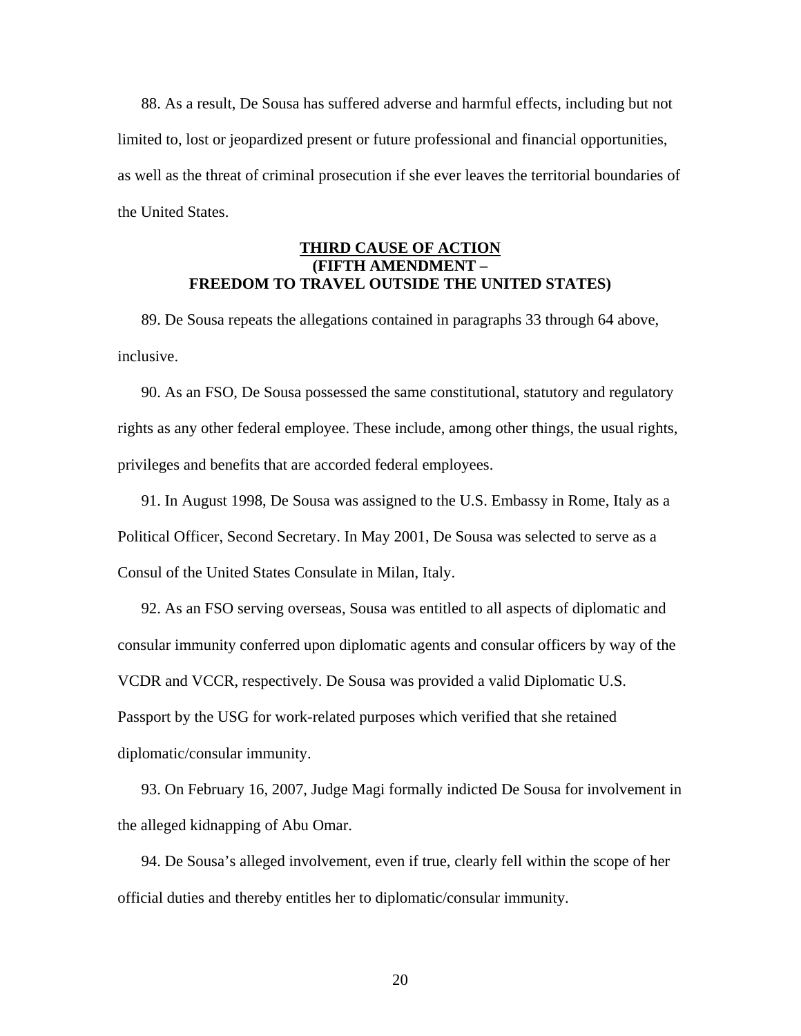88. As a result, De Sousa has suffered adverse and harmful effects, including but not limited to, lost or jeopardized present or future professional and financial opportunities, as well as the threat of criminal prosecution if she ever leaves the territorial boundaries of the United States.

**THIRD CAUSE OF ACTION**
**(FIFTH AMENDMENT –**
**FREEDOM TO TRAVEL OUTSIDE THE UNITED STATES)**

89. De Sousa repeats the allegations contained in paragraphs 33 through 64 above, inclusive.

90. As an FSO, De Sousa possessed the same constitutional, statutory and regulatory rights as any other federal employee. These include, among other things, the usual rights, privileges and benefits that are accorded federal employees.

91. In August 1998, De Sousa was assigned to the U.S. Embassy in Rome, Italy as a Political Officer, Second Secretary. In May 2001, De Sousa was selected to serve as a Consul of the United States Consulate in Milan, Italy.

92. As an FSO serving overseas, Sousa was entitled to all aspects of diplomatic and consular immunity conferred upon diplomatic agents and consular officers by way of the VCDR and VCCR, respectively. De Sousa was provided a valid Diplomatic U.S. Passport by the USG for work-related purposes which verified that she retained diplomatic/consular immunity.

93. On February 16, 2007, Judge Magi formally indicted De Sousa for involvement in the alleged kidnapping of Abu Omar.

94. De Sousa's alleged involvement, even if true, clearly fell within the scope of her official duties and thereby entitles her to diplomatic/consular immunity.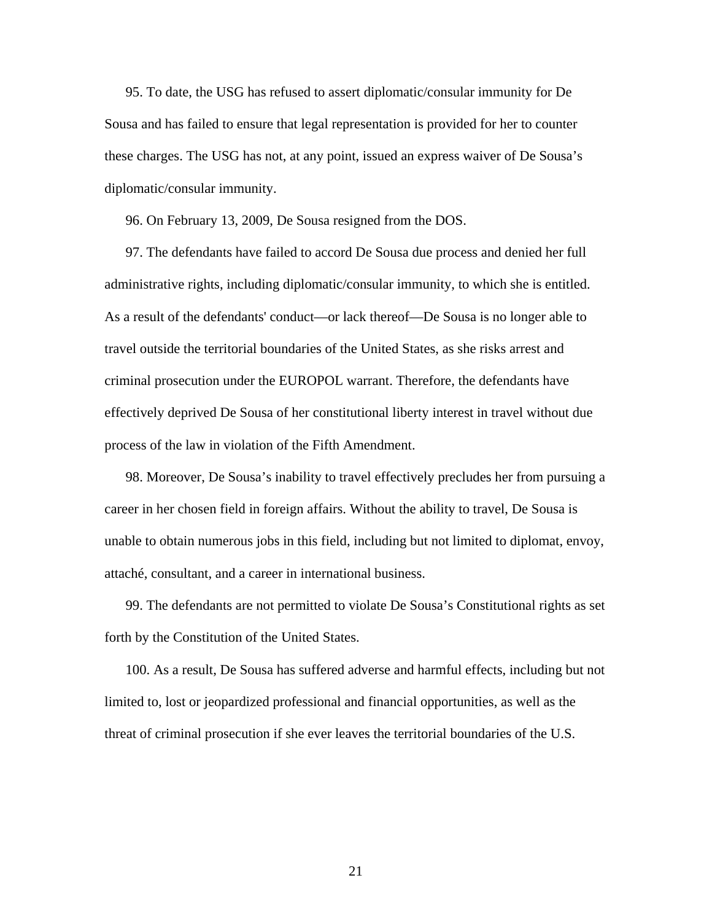95. To date, the USG has refused to assert diplomatic/consular immunity for De Sousa and has failed to ensure that legal representation is provided for her to counter these charges. The USG has not, at any point, issued an express waiver of De Sousa's diplomatic/consular immunity.

96. On February 13, 2009, De Sousa resigned from the DOS.

97. The defendants have failed to accord De Sousa due process and denied her full administrative rights, including diplomatic/consular immunity, to which she is entitled. As a result of the defendants' conduct—or lack thereof—De Sousa is no longer able to travel outside the territorial boundaries of the United States, as she risks arrest and criminal prosecution under the EUROPOL warrant. Therefore, the defendants have effectively deprived De Sousa of her constitutional liberty interest in travel without due process of the law in violation of the Fifth Amendment.

98. Moreover, De Sousa's inability to travel effectively precludes her from pursuing a career in her chosen field in foreign affairs. Without the ability to travel, De Sousa is unable to obtain numerous jobs in this field, including but not limited to diplomat, envoy, attaché, consultant, and a career in international business.

99. The defendants are not permitted to violate De Sousa's Constitutional rights as set forth by the Constitution of the United States.

100. As a result, De Sousa has suffered adverse and harmful effects, including but not limited to, lost or jeopardized professional and financial opportunities, as well as the threat of criminal prosecution if she ever leaves the territorial boundaries of the U.S.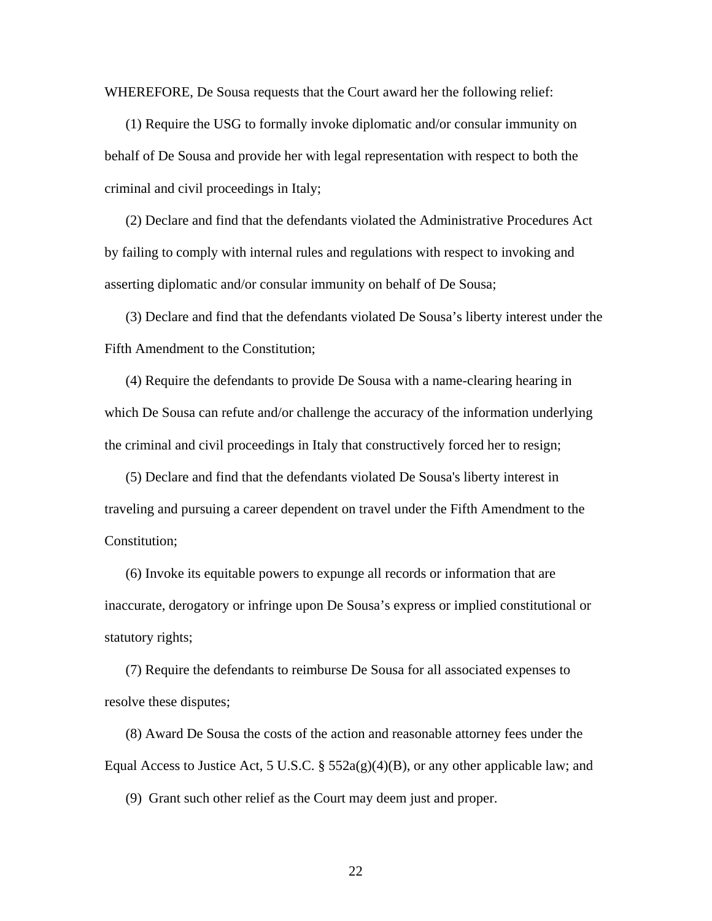WHEREFORE, De Sousa requests that the Court award her the following relief:

(1) Require the USG to formally invoke diplomatic and/or consular immunity on behalf of De Sousa and provide her with legal representation with respect to both the criminal and civil proceedings in Italy;

(2) Declare and find that the defendants violated the Administrative Procedures Act by failing to comply with internal rules and regulations with respect to invoking and asserting diplomatic and/or consular immunity on behalf of De Sousa;

(3) Declare and find that the defendants violated De Sousa's liberty interest under the Fifth Amendment to the Constitution;

(4) Require the defendants to provide De Sousa with a name-clearing hearing in which De Sousa can refute and/or challenge the accuracy of the information underlying the criminal and civil proceedings in Italy that constructively forced her to resign;

(5) Declare and find that the defendants violated De Sousa's liberty interest in traveling and pursuing a career dependent on travel under the Fifth Amendment to the Constitution;

(6) Invoke its equitable powers to expunge all records or information that are inaccurate, derogatory or infringe upon De Sousa's express or implied constitutional or statutory rights;

(7) Require the defendants to reimburse De Sousa for all associated expenses to resolve these disputes;

(8) Award De Sousa the costs of the action and reasonable attorney fees under the Equal Access to Justice Act, 5 U.S.C. § 552a(g)(4)(B), or any other applicable law; and

(9) Grant such other relief as the Court may deem just and proper.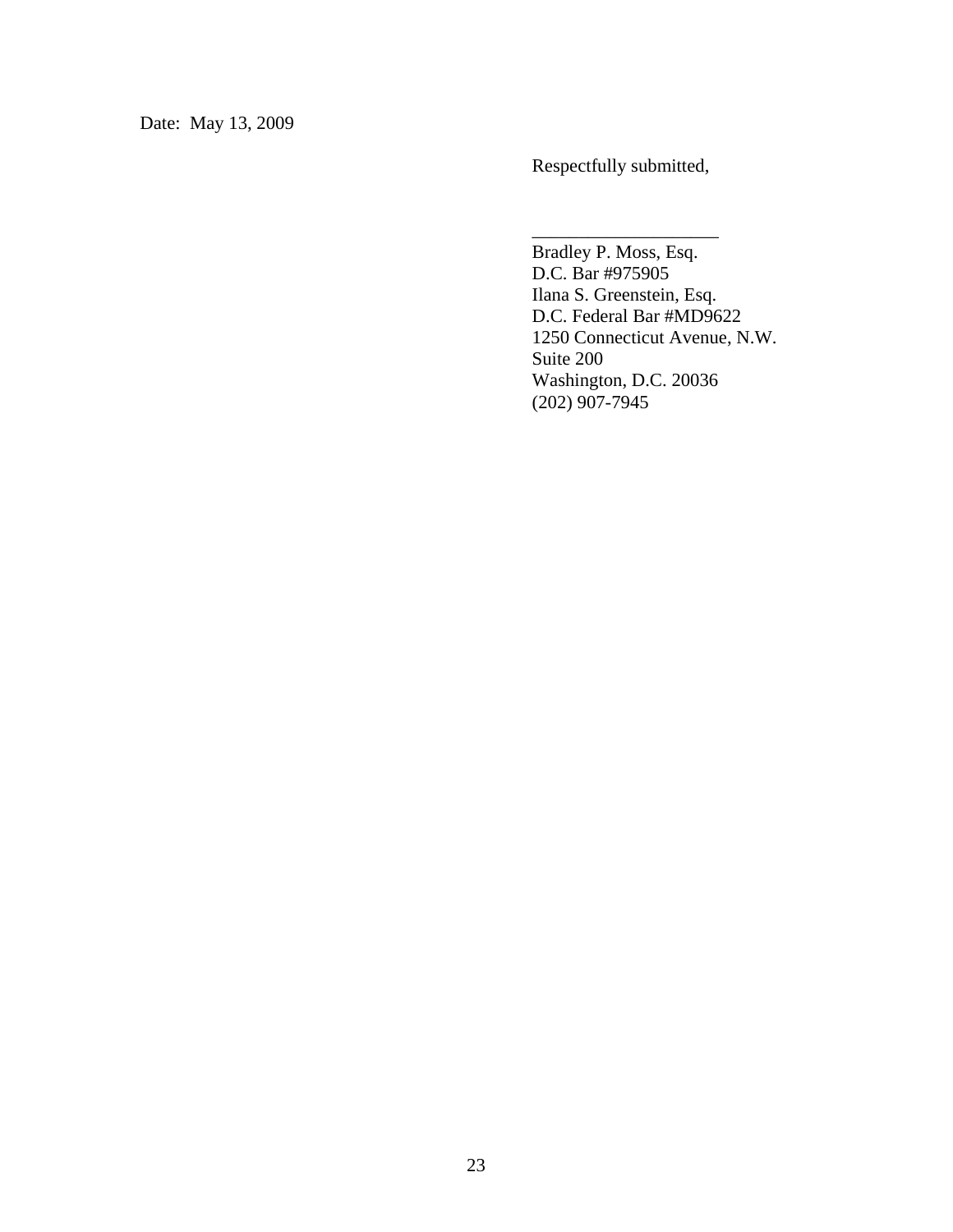Date: May 13, 2009

Respectfully submitted,

\_\_\_\_\_\_\_\_\_\_\_\_\_\_\_\_\_\_\_\_

Bradley P. Moss, Esq.
D.C. Bar #975905
Ilana S. Greenstein, Esq.
D.C. Federal Bar #MD9622
1250 Connecticut Avenue, N.W.
Suite 200
Washington, D.C. 20036
(202) 907-7945